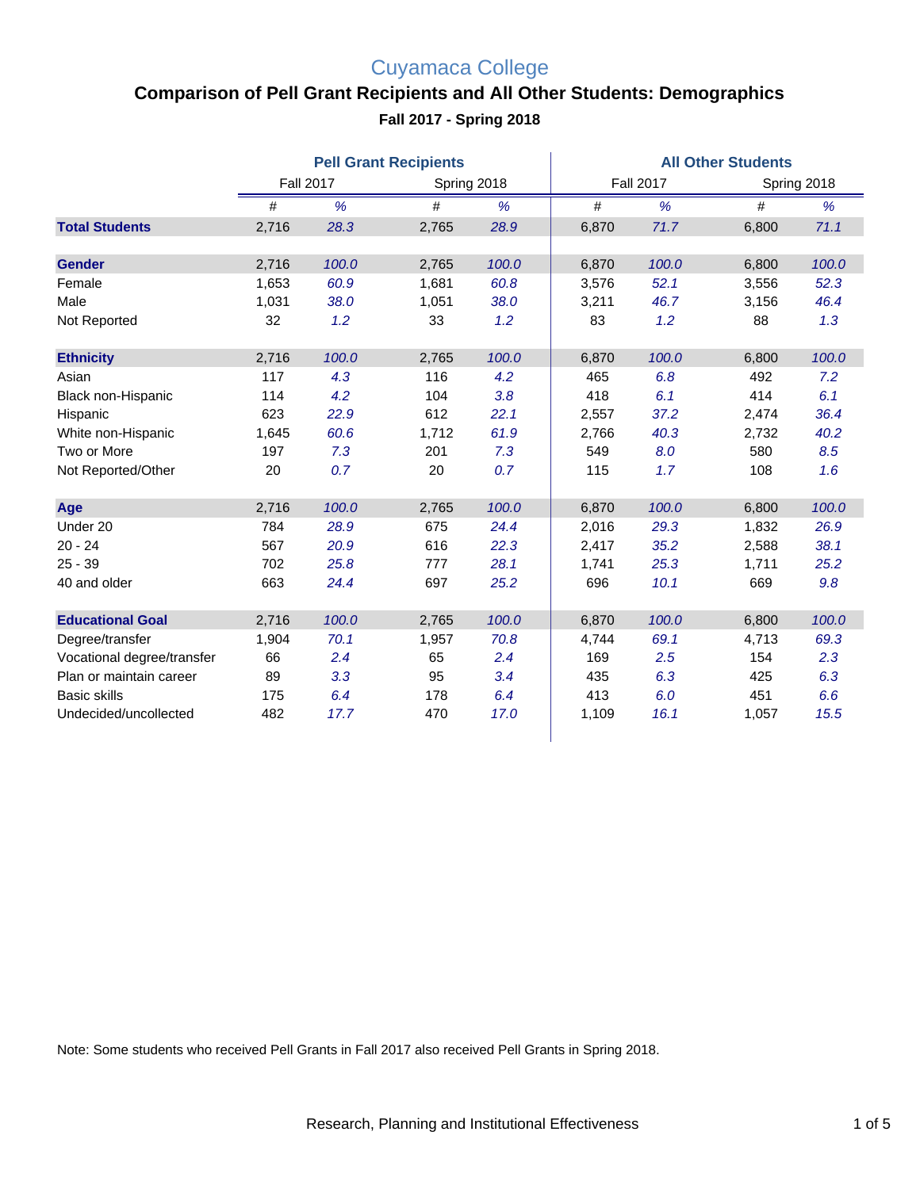# Cuyamaca College

## Comparison of Pell Grant Recipients and All Other Students: Demographics

### Fall 2017 - Spring 2018

| | Pell Grant Recipients | | | | All Other Students | | | |
|---|---|---|---|---|---|---|---|---|
| | Fall 2017 | | Spring 2018 | | Fall 2017 | | Spring 2018 | |
| | # | % | # | % | # | % | # | % |
| **Total Students** | 2,716 | 28.3 | 2,765 | 28.9 | 6,870 | 71.7 | 6,800 | 71.1 |
| **Gender** | 2,716 | 100.0 | 2,765 | 100.0 | 6,870 | 100.0 | 6,800 | 100.0 |
| Female | 1,653 | 60.9 | 1,681 | 60.8 | 3,576 | 52.1 | 3,556 | 52.3 |
| Male | 1,031 | 38.0 | 1,051 | 38.0 | 3,211 | 46.7 | 3,156 | 46.4 |
| Not Reported | 32 | 1.2 | 33 | 1.2 | 83 | 1.2 | 88 | 1.3 |
| **Ethnicity** | 2,716 | 100.0 | 2,765 | 100.0 | 6,870 | 100.0 | 6,800 | 100.0 |
| Asian | 117 | 4.3 | 116 | 4.2 | 465 | 6.8 | 492 | 7.2 |
| Black non-Hispanic | 114 | 4.2 | 104 | 3.8 | 418 | 6.1 | 414 | 6.1 |
| Hispanic | 623 | 22.9 | 612 | 22.1 | 2,557 | 37.2 | 2,474 | 36.4 |
| White non-Hispanic | 1,645 | 60.6 | 1,712 | 61.9 | 2,766 | 40.3 | 2,732 | 40.2 |
| Two or More | 197 | 7.3 | 201 | 7.3 | 549 | 8.0 | 580 | 8.5 |
| Not Reported/Other | 20 | 0.7 | 20 | 0.7 | 115 | 1.7 | 108 | 1.6 |
| **Age** | 2,716 | 100.0 | 2,765 | 100.0 | 6,870 | 100.0 | 6,800 | 100.0 |
| Under 20 | 784 | 28.9 | 675 | 24.4 | 2,016 | 29.3 | 1,832 | 26.9 |
| 20 - 24 | 567 | 20.9 | 616 | 22.3 | 2,417 | 35.2 | 2,588 | 38.1 |
| 25 - 39 | 702 | 25.8 | 777 | 28.1 | 1,741 | 25.3 | 1,711 | 25.2 |
| 40 and older | 663 | 24.4 | 697 | 25.2 | 696 | 10.1 | 669 | 9.8 |
| **Educational Goal** | 2,716 | 100.0 | 2,765 | 100.0 | 6,870 | 100.0 | 6,800 | 100.0 |
| Degree/transfer | 1,904 | 70.1 | 1,957 | 70.8 | 4,744 | 69.1 | 4,713 | 69.3 |
| Vocational degree/transfer | 66 | 2.4 | 65 | 2.4 | 169 | 2.5 | 154 | 2.3 |
| Plan or maintain career | 89 | 3.3 | 95 | 3.4 | 435 | 6.3 | 425 | 6.3 |
| Basic skills | 175 | 6.4 | 178 | 6.4 | 413 | 6.0 | 451 | 6.6 |
| Undecided/uncollected | 482 | 17.7 | 470 | 17.0 | 1,109 | 16.1 | 1,057 | 15.5 |

Note: Some students who received Pell Grants in Fall 2017 also received Pell Grants in Spring 2018.

Research, Planning and Institutional Effectiveness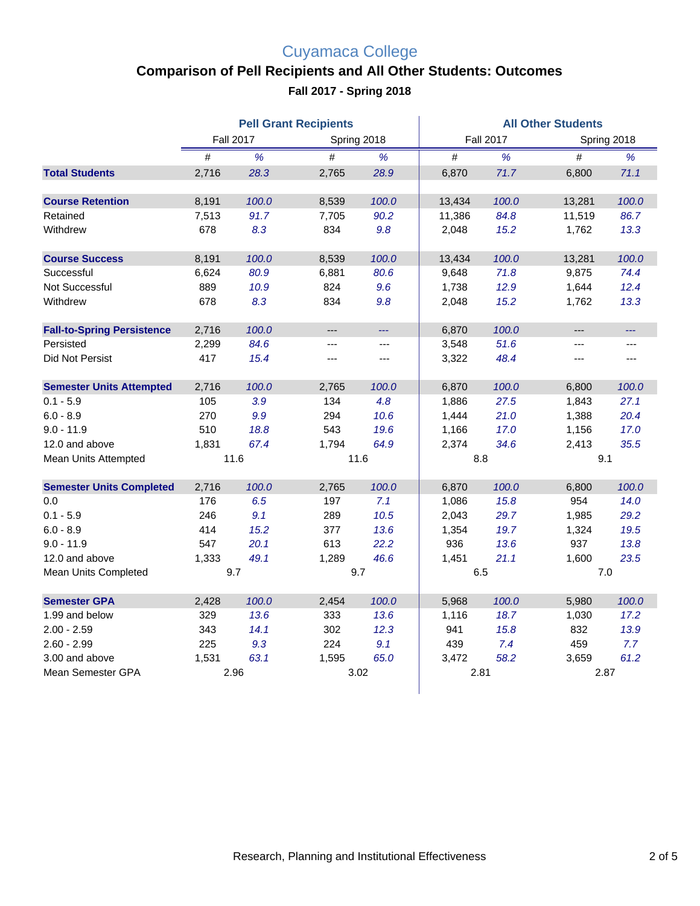# Cuyamaca College

## Comparison of Pell Recipients and All Other Students: Outcomes

### Fall 2017 - Spring 2018

| | Pell Grant Recipients | | | | All Other Students | | | |
|---|---|---|---|---|---|---|---|---|
| | Fall 2017 | | Spring 2018 | | Fall 2017 | | Spring 2018 | |
| | # | % | # | % | # | % | # | % |
| **Total Students** | 2,716 | 28.3 | 2,765 | 28.9 | 6,870 | 71.7 | 6,800 | 71.1 |
| **Course Retention** | 8,191 | 100.0 | 8,539 | 100.0 | 13,434 | 100.0 | 13,281 | 100.0 |
| Retained | 7,513 | 91.7 | 7,705 | 90.2 | 11,386 | 84.8 | 11,519 | 86.7 |
| Withdrew | 678 | 8.3 | 834 | 9.8 | 2,048 | 15.2 | 1,762 | 13.3 |
| **Course Success** | 8,191 | 100.0 | 8,539 | 100.0 | 13,434 | 100.0 | 13,281 | 100.0 |
| Successful | 6,624 | 80.9 | 6,881 | 80.6 | 9,648 | 71.8 | 9,875 | 74.4 |
| Not Successful | 889 | 10.9 | 824 | 9.6 | 1,738 | 12.9 | 1,644 | 12.4 |
| Withdrew | 678 | 8.3 | 834 | 9.8 | 2,048 | 15.2 | 1,762 | 13.3 |
| **Fall-to-Spring Persistence** | 2,716 | 100.0 | --- | --- | 6,870 | 100.0 | --- | --- |
| Persisted | 2,299 | 84.6 | --- | --- | 3,548 | 51.6 | --- | --- |
| Did Not Persist | 417 | 15.4 | --- | --- | 3,322 | 48.4 | --- | --- |
| **Semester Units Attempted** | 2,716 | 100.0 | 2,765 | 100.0 | 6,870 | 100.0 | 6,800 | 100.0 |
| 0.1 - 5.9 | 105 | 3.9 | 134 | 4.8 | 1,886 | 27.5 | 1,843 | 27.1 |
| 6.0 - 8.9 | 270 | 9.9 | 294 | 10.6 | 1,444 | 21.0 | 1,388 | 20.4 |
| 9.0 - 11.9 | 510 | 18.8 | 543 | 19.6 | 1,166 | 17.0 | 1,156 | 17.0 |
| 12.0 and above | 1,831 | 67.4 | 1,794 | 64.9 | 2,374 | 34.6 | 2,413 | 35.5 |
| Mean Units Attempted | 11.6 | | 11.6 | | 8.8 | | 9.1 | |
| **Semester Units Completed** | 2,716 | 100.0 | 2,765 | 100.0 | 6,870 | 100.0 | 6,800 | 100.0 |
| 0.0 | 176 | 6.5 | 197 | 7.1 | 1,086 | 15.8 | 954 | 14.0 |
| 0.1 - 5.9 | 246 | 9.1 | 289 | 10.5 | 2,043 | 29.7 | 1,985 | 29.2 |
| 6.0 - 8.9 | 414 | 15.2 | 377 | 13.6 | 1,354 | 19.7 | 1,324 | 19.5 |
| 9.0 - 11.9 | 547 | 20.1 | 613 | 22.2 | 936 | 13.6 | 937 | 13.8 |
| 12.0 and above | 1,333 | 49.1 | 1,289 | 46.6 | 1,451 | 21.1 | 1,600 | 23.5 |
| Mean Units Completed | 9.7 | | 9.7 | | 6.5 | | 7.0 | |
| **Semester GPA** | 2,428 | 100.0 | 2,454 | 100.0 | 5,968 | 100.0 | 5,980 | 100.0 |
| 1.99 and below | 329 | 13.6 | 333 | 13.6 | 1,116 | 18.7 | 1,030 | 17.2 |
| 2.00 - 2.59 | 343 | 14.1 | 302 | 12.3 | 941 | 15.8 | 832 | 13.9 |
| 2.60 - 2.99 | 225 | 9.3 | 224 | 9.1 | 439 | 7.4 | 459 | 7.7 |
| 3.00 and above | 1,531 | 63.1 | 1,595 | 65.0 | 3,472 | 58.2 | 3,659 | 61.2 |
| Mean Semester GPA | 2.96 | | 3.02 | | 2.81 | | 2.87 | |

Research, Planning and Institutional Effectiveness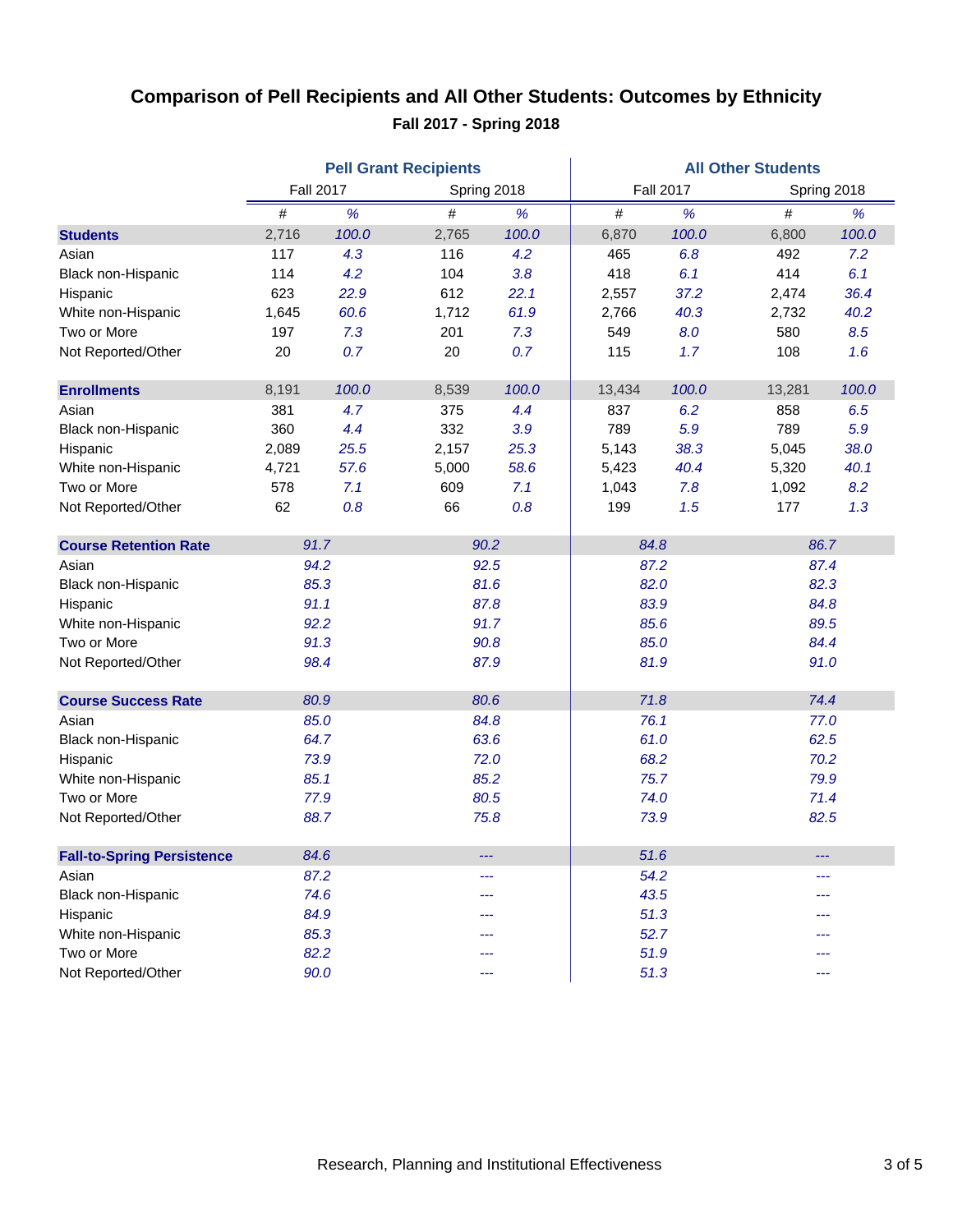# Comparison of Pell Recipients and All Other Students: Outcomes by Ethnicity

**Fall 2017 - Spring 2018**

| | Pell Grant Recipients | | | | All Other Students | | | |
|---|---|---|---|---|---|---|---|---|
| | Fall 2017 | | Spring 2018 | | Fall 2017 | | Spring 2018 | |
| | # | % | # | % | # | % | # | % |
| **Students** | 2,716 | *100.0* | 2,765 | *100.0* | 6,870 | *100.0* | 6,800 | *100.0* |
| Asian | 117 | *4.3* | 116 | *4.2* | 465 | *6.8* | 492 | *7.2* |
| Black non-Hispanic | 114 | *4.2* | 104 | *3.8* | 418 | *6.1* | 414 | *6.1* |
| Hispanic | 623 | *22.9* | 612 | *22.1* | 2,557 | *37.2* | 2,474 | *36.4* |
| White non-Hispanic | 1,645 | *60.6* | 1,712 | *61.9* | 2,766 | *40.3* | 2,732 | *40.2* |
| Two or More | 197 | *7.3* | 201 | *7.3* | 549 | *8.0* | 580 | *8.5* |
| Not Reported/Other | 20 | *0.7* | 20 | *0.7* | 115 | *1.7* | 108 | *1.6* |
| **Enrollments** | 8,191 | *100.0* | 8,539 | *100.0* | 13,434 | *100.0* | 13,281 | *100.0* |
| Asian | 381 | *4.7* | 375 | *4.4* | 837 | *6.2* | 858 | *6.5* |
| Black non-Hispanic | 360 | *4.4* | 332 | *3.9* | 789 | *5.9* | 789 | *5.9* |
| Hispanic | 2,089 | *25.5* | 2,157 | *25.3* | 5,143 | *38.3* | 5,045 | *38.0* |
| White non-Hispanic | 4,721 | *57.6* | 5,000 | *58.6* | 5,423 | *40.4* | 5,320 | *40.1* |
| Two or More | 578 | *7.1* | 609 | *7.1* | 1,043 | *7.8* | 1,092 | *8.2* |
| Not Reported/Other | 62 | *0.8* | 66 | *0.8* | 199 | *1.5* | 177 | *1.3* |
| **Course Retention Rate** | *91.7* | | *90.2* | | *84.8* | | *86.7* | |
| Asian | *94.2* | | *92.5* | | *87.2* | | *87.4* | |
| Black non-Hispanic | *85.3* | | *81.6* | | *82.0* | | *82.3* | |
| Hispanic | *91.1* | | *87.8* | | *83.9* | | *84.8* | |
| White non-Hispanic | *92.2* | | *91.7* | | *85.6* | | *89.5* | |
| Two or More | *91.3* | | *90.8* | | *85.0* | | *84.4* | |
| Not Reported/Other | *98.4* | | *87.9* | | *81.9* | | *91.0* | |
| **Course Success Rate** | *80.9* | | *80.6* | | *71.8* | | *74.4* | |
| Asian | *85.0* | | *84.8* | | *76.1* | | *77.0* | |
| Black non-Hispanic | *64.7* | | *63.6* | | *61.0* | | *62.5* | |
| Hispanic | *73.9* | | *72.0* | | *68.2* | | *70.2* | |
| White non-Hispanic | *85.1* | | *85.2* | | *75.7* | | *79.9* | |
| Two or More | *77.9* | | *80.5* | | *74.0* | | *71.4* | |
| Not Reported/Other | *88.7* | | *75.8* | | *73.9* | | *82.5* | |
| **Fall-to-Spring Persistence** | *84.6* | | --- | | *51.6* | | --- | |
| Asian | *87.2* | | --- | | *54.2* | | --- | |
| Black non-Hispanic | *74.6* | | --- | | *43.5* | | --- | |
| Hispanic | *84.9* | | --- | | *51.3* | | --- | |
| White non-Hispanic | *85.3* | | --- | | *52.7* | | --- | |
| Two or More | *82.2* | | --- | | *51.9* | | --- | |
| Not Reported/Other | *90.0* | | --- | | *51.3* | | --- | |

Research, Planning and Institutional Effectiveness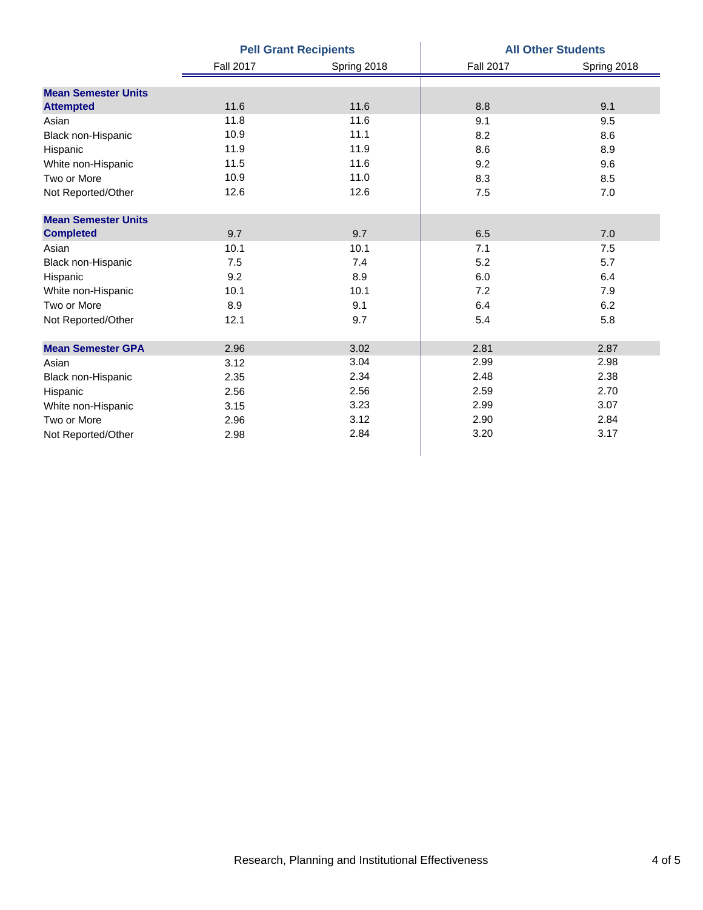| | Pell Grant Recipients | | All Other Students | |
|---|---|---|---|---|
| | Fall 2017 | Spring 2018 | Fall 2017 | Spring 2018 |
| **Mean Semester Units Attempted** | 11.6 | 11.6 | 8.8 | 9.1 |
| Asian | 11.8 | 11.6 | 9.1 | 9.5 |
| Black non-Hispanic | 10.9 | 11.1 | 8.2 | 8.6 |
| Hispanic | 11.9 | 11.9 | 8.6 | 8.9 |
| White non-Hispanic | 11.5 | 11.6 | 9.2 | 9.6 |
| Two or More | 10.9 | 11.0 | 8.3 | 8.5 |
| Not Reported/Other | 12.6 | 12.6 | 7.5 | 7.0 |
| **Mean Semester Units Completed** | 9.7 | 9.7 | 6.5 | 7.0 |
| Asian | 10.1 | 10.1 | 7.1 | 7.5 |
| Black non-Hispanic | 7.5 | 7.4 | 5.2 | 5.7 |
| Hispanic | 9.2 | 8.9 | 6.0 | 6.4 |
| White non-Hispanic | 10.1 | 10.1 | 7.2 | 7.9 |
| Two or More | 8.9 | 9.1 | 6.4 | 6.2 |
| Not Reported/Other | 12.1 | 9.7 | 5.4 | 5.8 |
| **Mean Semester GPA** | 2.96 | 3.02 | 2.81 | 2.87 |
| Asian | 3.12 | 3.04 | 2.99 | 2.98 |
| Black non-Hispanic | 2.35 | 2.34 | 2.48 | 2.38 |
| Hispanic | 2.56 | 2.56 | 2.59 | 2.70 |
| White non-Hispanic | 3.15 | 3.23 | 2.99 | 3.07 |
| Two or More | 2.96 | 3.12 | 2.90 | 2.84 |
| Not Reported/Other | 2.98 | 2.84 | 3.20 | 3.17 |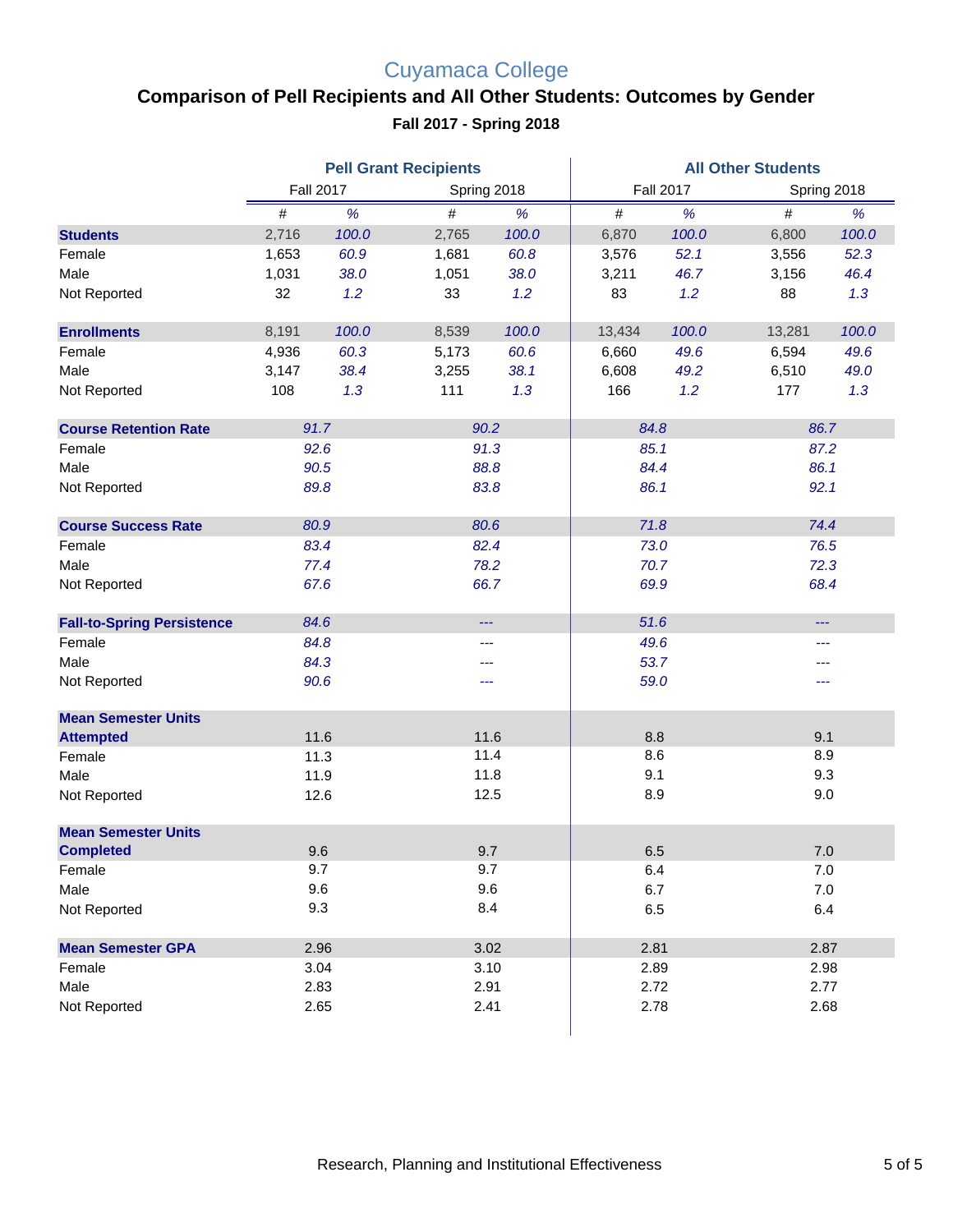## Cuyamaca College

# Comparison of Pell Recipients and All Other Students: Outcomes by Gender

### Fall 2017 - Spring 2018

| | Pell Grant Recipients | | | | All Other Students | | | |
|---|---|---|---|---|---|---|---|---|
| | Fall 2017 | | Spring 2018 | | Fall 2017 | | Spring 2018 | |
| | # | % | # | % | # | % | # | % |
| **Students** | 2,716 | *100.0* | 2,765 | *100.0* | 6,870 | *100.0* | 6,800 | *100.0* |
| Female | 1,653 | *60.9* | 1,681 | *60.8* | 3,576 | *52.1* | 3,556 | *52.3* |
| Male | 1,031 | *38.0* | 1,051 | *38.0* | 3,211 | *46.7* | 3,156 | *46.4* |
| Not Reported | 32 | *1.2* | 33 | *1.2* | 83 | *1.2* | 88 | *1.3* |
| **Enrollments** | 8,191 | *100.0* | 8,539 | *100.0* | 13,434 | *100.0* | 13,281 | *100.0* |
| Female | 4,936 | *60.3* | 5,173 | *60.6* | 6,660 | *49.6* | 6,594 | *49.6* |
| Male | 3,147 | *38.4* | 3,255 | *38.1* | 6,608 | *49.2* | 6,510 | *49.0* |
| Not Reported | 108 | *1.3* | 111 | *1.3* | 166 | *1.2* | 177 | *1.3* |
| **Course Retention Rate** | *91.7* | | *90.2* | | *84.8* | | *86.7* | |
| Female | *92.6* | | *91.3* | | *85.1* | | *87.2* | |
| Male | *90.5* | | *88.8* | | *84.4* | | *86.1* | |
| Not Reported | *89.8* | | *83.8* | | *86.1* | | *92.1* | |
| **Course Success Rate** | *80.9* | | *80.6* | | *71.8* | | *74.4* | |
| Female | *83.4* | | *82.4* | | *73.0* | | *76.5* | |
| Male | *77.4* | | *78.2* | | *70.7* | | *72.3* | |
| Not Reported | *67.6* | | *66.7* | | *69.9* | | *68.4* | |
| **Fall-to-Spring Persistence** | *84.6* | | --- | | *51.6* | | --- | |
| Female | *84.8* | | --- | | *49.6* | | --- | |
| Male | *84.3* | | --- | | *53.7* | | --- | |
| Not Reported | *90.6* | | --- | | *59.0* | | --- | |
| **Mean Semester Units Attempted** | 11.6 | | 11.6 | | 8.8 | | 9.1 | |
| Female | 11.3 | | 11.4 | | 8.6 | | 8.9 | |
| Male | 11.9 | | 11.8 | | 9.1 | | 9.3 | |
| Not Reported | 12.6 | | 12.5 | | 8.9 | | 9.0 | |
| **Mean Semester Units Completed** | 9.6 | | 9.7 | | 6.5 | | 7.0 | |
| Female | 9.7 | | 9.7 | | 6.4 | | 7.0 | |
| Male | 9.6 | | 9.6 | | 6.7 | | 7.0 | |
| Not Reported | 9.3 | | 8.4 | | 6.5 | | 6.4 | |
| **Mean Semester GPA** | 2.96 | | 3.02 | | 2.81 | | 2.87 | |
| Female | 3.04 | | 3.10 | | 2.89 | | 2.98 | |
| Male | 2.83 | | 2.91 | | 2.72 | | 2.77 | |
| Not Reported | 2.65 | | 2.41 | | 2.78 | | 2.68 | |

Research, Planning and Institutional Effectiveness